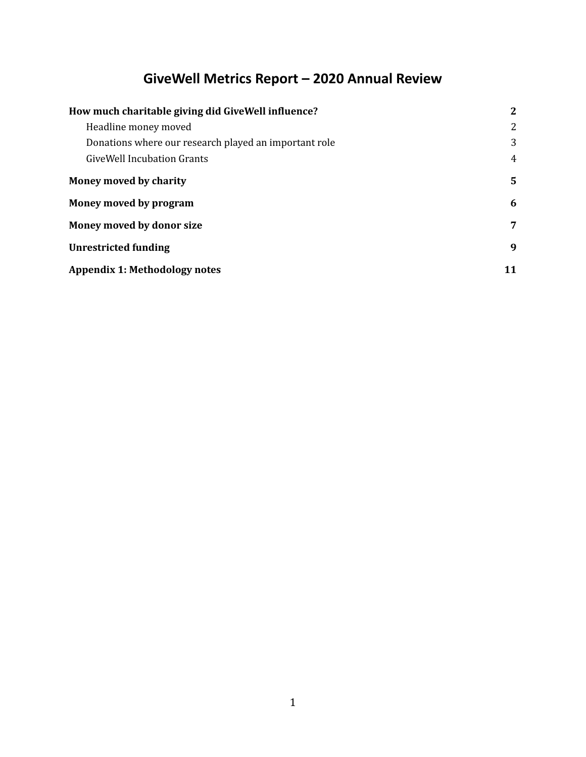# GiveWell Metrics Report – 2020 Annual Review

| | |
|---|---|
| **How much charitable giving did GiveWell influence?** | **2** |
| Headline money moved | 2 |
| Donations where our research played an important role | 3 |
| GiveWell Incubation Grants | 4 |
| **Money moved by charity** | **5** |
| **Money moved by program** | **6** |
| **Money moved by donor size** | **7** |
| **Unrestricted funding** | **9** |
| **Appendix 1: Methodology notes** | **11** |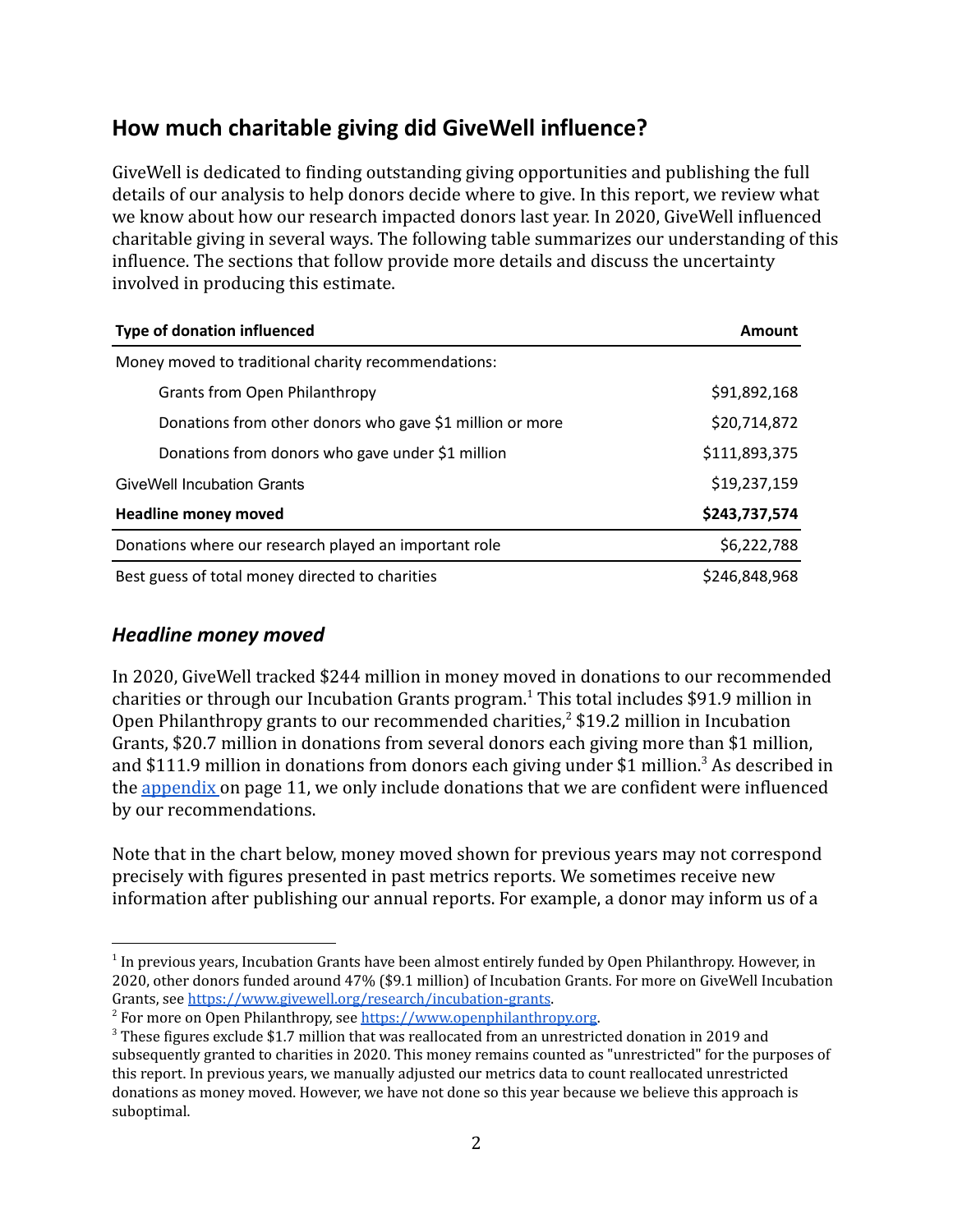## How much charitable giving did GiveWell influence?

GiveWell is dedicated to finding outstanding giving opportunities and publishing the full details of our analysis to help donors decide where to give. In this report, we review what we know about how our research impacted donors last year. In 2020, GiveWell influenced charitable giving in several ways. The following table summarizes our understanding of this influence. The sections that follow provide more details and discuss the uncertainty involved in producing this estimate.

| Type of donation influenced | Amount |
|---|---|
| Money moved to traditional charity recommendations: | |
| Grants from Open Philanthropy | $91,892,168 |
| Donations from other donors who gave $1 million or more | $20,714,872 |
| Donations from donors who gave under $1 million | $111,893,375 |
| GiveWell Incubation Grants | $19,237,159 |
| **Headline money moved** | **$243,737,574** |
| Donations where our research played an important role | $6,222,788 |
| Best guess of total money directed to charities | $246,848,968 |

### *Headline money moved*

In 2020, GiveWell tracked $244 million in money moved in donations to our recommended charities or through our Incubation Grants program.[1] This total includes $91.9 million in Open Philanthropy grants to our recommended charities,[2] $19.2 million in Incubation Grants, $20.7 million in donations from several donors each giving more than $1 million, and $111.9 million in donations from donors each giving under $1 million.[3] As described in the [appendix](#) on page 11, we only include donations that we are confident were influenced by our recommendations.

Note that in the chart below, money moved shown for previous years may not correspond precisely with figures presented in past metrics reports. We sometimes receive new information after publishing our annual reports. For example, a donor may inform us of a

[1] In previous years, Incubation Grants have been almost entirely funded by Open Philanthropy. However, in 2020, other donors funded around 47% ($9.1 million) of Incubation Grants. For more on GiveWell Incubation Grants, see https://www.givewell.org/research/incubation-grants.

[2] For more on Open Philanthropy, see https://www.openphilanthropy.org.

[3] These figures exclude $1.7 million that was reallocated from an unrestricted donation in 2019 and subsequently granted to charities in 2020. This money remains counted as "unrestricted" for the purposes of this report. In previous years, we manually adjusted our metrics data to count reallocated unrestricted donations as money moved. However, we have not done so this year because we believe this approach is suboptimal.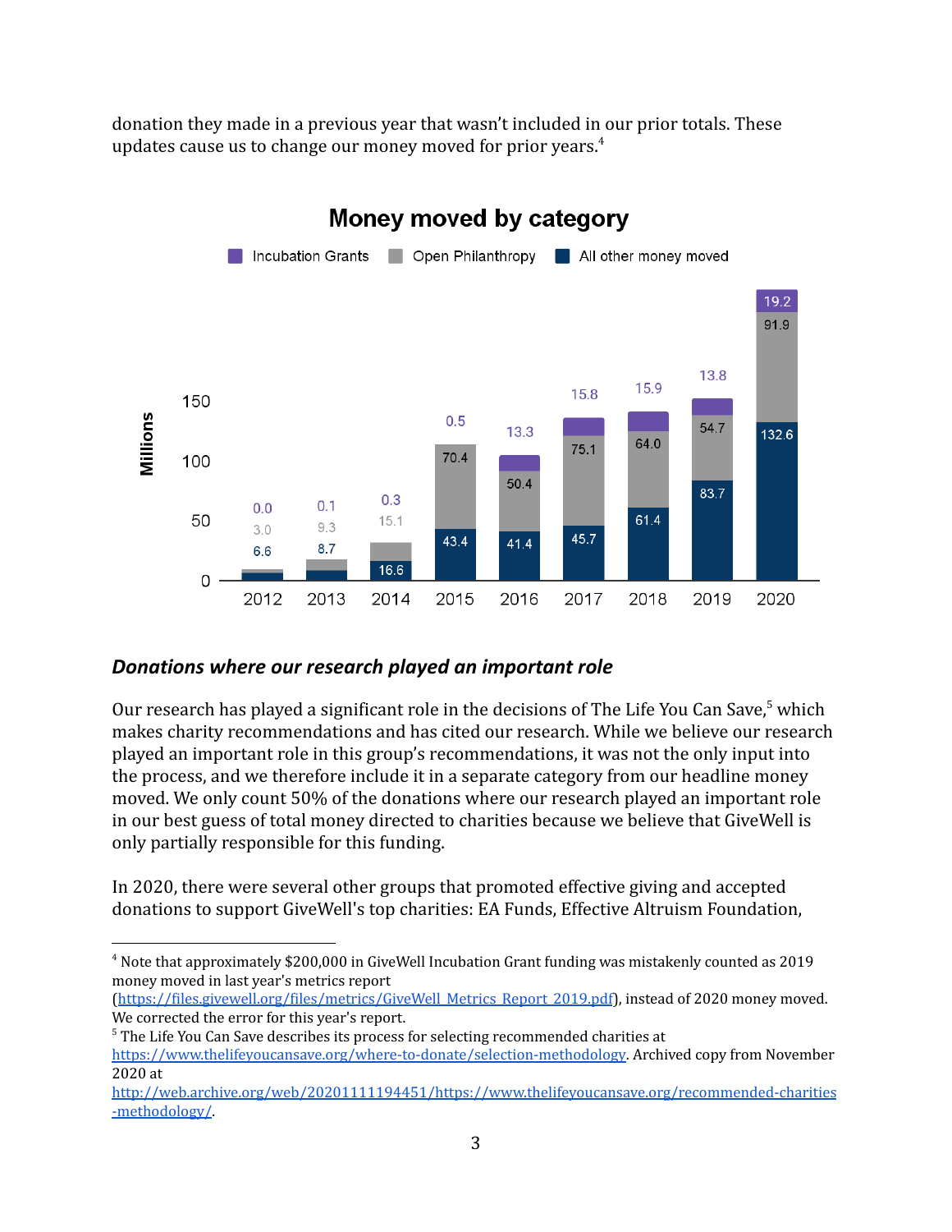donation they made in a previous year that wasn't included in our prior totals. These updates cause us to change our money moved for prior years.[4]

**Money moved by category**

Millions

| Year | All other money moved | Open Philanthropy | Incubation Grants |
|---|---|---|---|
| 2012 | 6.6 | 3.0 | 0.0 |
| 2013 | 8.7 | 9.3 | 0.1 |
| 2014 | 16.6 | 15.1 | 0.3 |
| 2015 | 43.4 | 70.4 | 0.5 |
| 2016 | 41.4 | 50.4 | 13.3 |
| 2017 | 45.7 | 75.1 | 15.8 |
| 2018 | 61.4 | 64.0 | 15.9 |
| 2019 | 83.7 | 54.7 | 13.8 |
| 2020 | 132.6 | 91.9 | 19.2 |

### *Donations where our research played an important role*

Our research has played a significant role in the decisions of The Life You Can Save,[5] which makes charity recommendations and has cited our research. While we believe our research played an important role in this group's recommendations, it was not the only input into the process, and we therefore include it in a separate category from our headline money moved. We only count 50% of the donations where our research played an important role in our best guess of total money directed to charities because we believe that GiveWell is only partially responsible for this funding.

In 2020, there were several other groups that promoted effective giving and accepted donations to support GiveWell's top charities: EA Funds, Effective Altruism Foundation,

---

[4] Note that approximately $200,000 in GiveWell Incubation Grant funding was mistakenly counted as 2019 money moved in last year's metrics report (https://files.givewell.org/files/metrics/GiveWell_Metrics_Report_2019.pdf), instead of 2020 money moved. We corrected the error for this year's report.

[5] The Life You Can Save describes its process for selecting recommended charities at https://www.thelifeyoucansave.org/where-to-donate/selection-methodology. Archived copy from November 2020 at http://web.archive.org/web/20201111194451/https://www.thelifeyoucansave.org/recommended-charities-methodology/.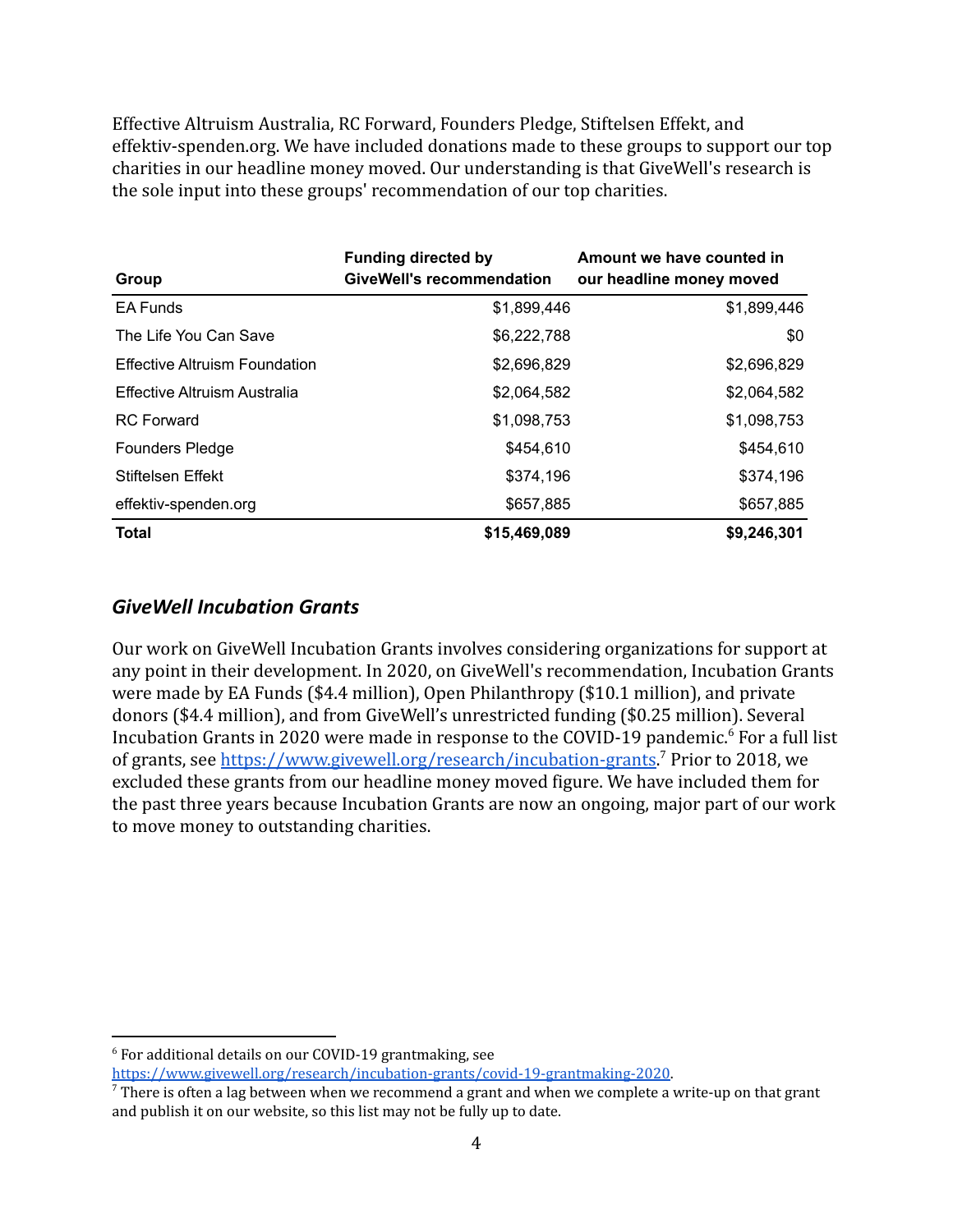Effective Altruism Australia, RC Forward, Founders Pledge, Stiftelsen Effekt, and effektiv-spenden.org. We have included donations made to these groups to support our top charities in our headline money moved. Our understanding is that GiveWell's research is the sole input into these groups' recommendation of our top charities.

| Group | Funding directed by GiveWell's recommendation | Amount we have counted in our headline money moved |
|---|---:|---:|
| EA Funds | $1,899,446 | $1,899,446 |
| The Life You Can Save | $6,222,788 | $0 |
| Effective Altruism Foundation | $2,696,829 | $2,696,829 |
| Effective Altruism Australia | $2,064,582 | $2,064,582 |
| RC Forward | $1,098,753 | $1,098,753 |
| Founders Pledge | $454,610 | $454,610 |
| Stiftelsen Effekt | $374,196 | $374,196 |
| effektiv-spenden.org | $657,885 | $657,885 |
| **Total** | **$15,469,089** | **$9,246,301** |

### *GiveWell Incubation Grants*

Our work on GiveWell Incubation Grants involves considering organizations for support at any point in their development. In 2020, on GiveWell's recommendation, Incubation Grants were made by EA Funds ($4.4 million), Open Philanthropy ($10.1 million), and private donors ($4.4 million), and from GiveWell's unrestricted funding ($0.25 million). Several Incubation Grants in 2020 were made in response to the COVID-19 pandemic.[6] For a full list of grants, see https://www.givewell.org/research/incubation-grants.[7] Prior to 2018, we excluded these grants from our headline money moved figure. We have included them for the past three years because Incubation Grants are now an ongoing, major part of our work to move money to outstanding charities.

---

[6] For additional details on our COVID-19 grantmaking, see https://www.givewell.org/research/incubation-grants/covid-19-grantmaking-2020.

[7] There is often a lag between when we recommend a grant and when we complete a write-up on that grant and publish it on our website, so this list may not be fully up to date.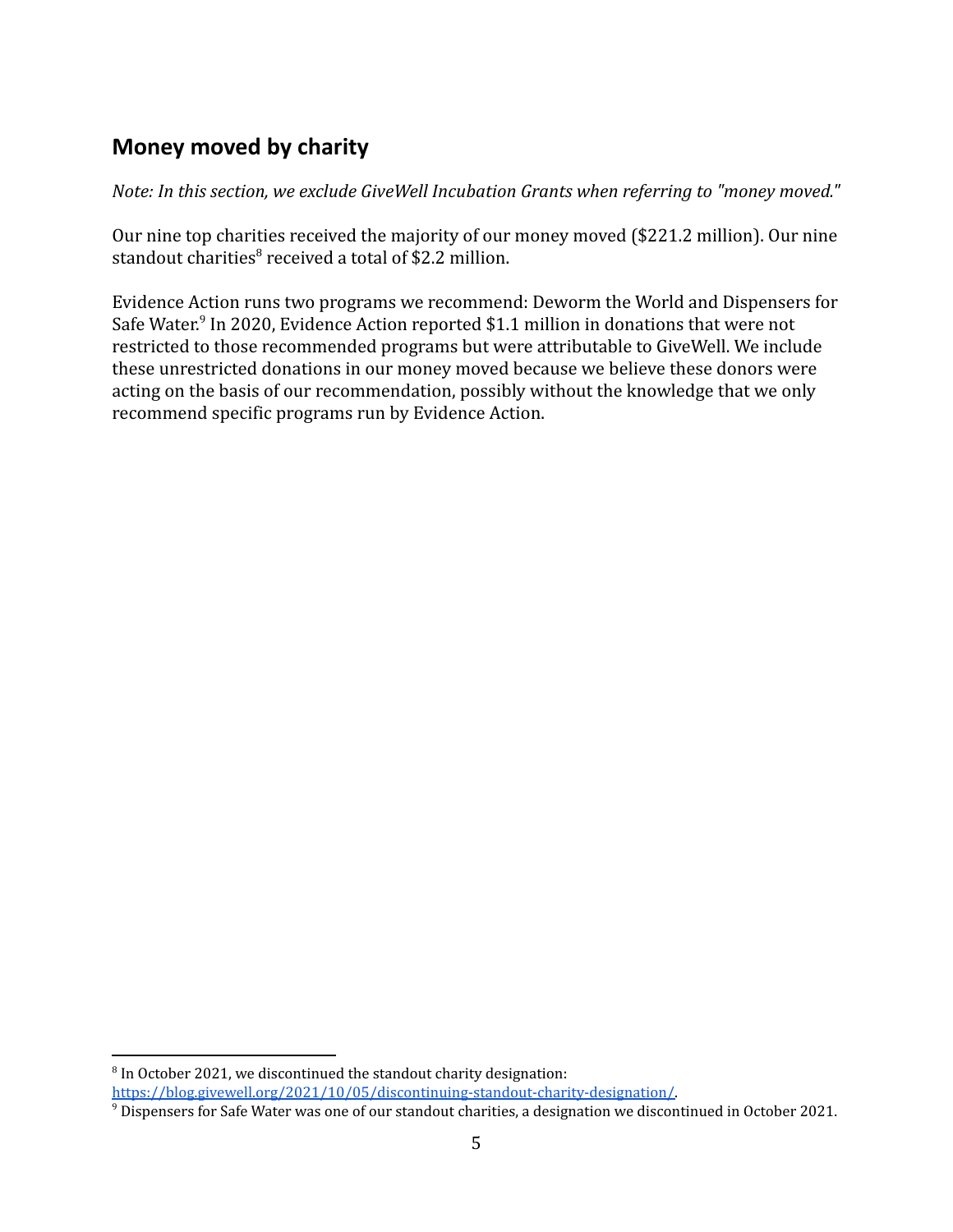## Money moved by charity

*Note: In this section, we exclude GiveWell Incubation Grants when referring to "money moved."*

Our nine top charities received the majority of our money moved ($221.2 million). Our nine standout charities[8] received a total of $2.2 million.

Evidence Action runs two programs we recommend: Deworm the World and Dispensers for Safe Water.[9] In 2020, Evidence Action reported $1.1 million in donations that were not restricted to those recommended programs but were attributable to GiveWell. We include these unrestricted donations in our money moved because we believe these donors were acting on the basis of our recommendation, possibly without the knowledge that we only recommend specific programs run by Evidence Action.

---

[8] In October 2021, we discontinued the standout charity designation: [https://blog.givewell.org/2021/10/05/discontinuing-standout-charity-designation/](https://blog.givewell.org/2021/10/05/discontinuing-standout-charity-designation/).

[9] Dispensers for Safe Water was one of our standout charities, a designation we discontinued in October 2021.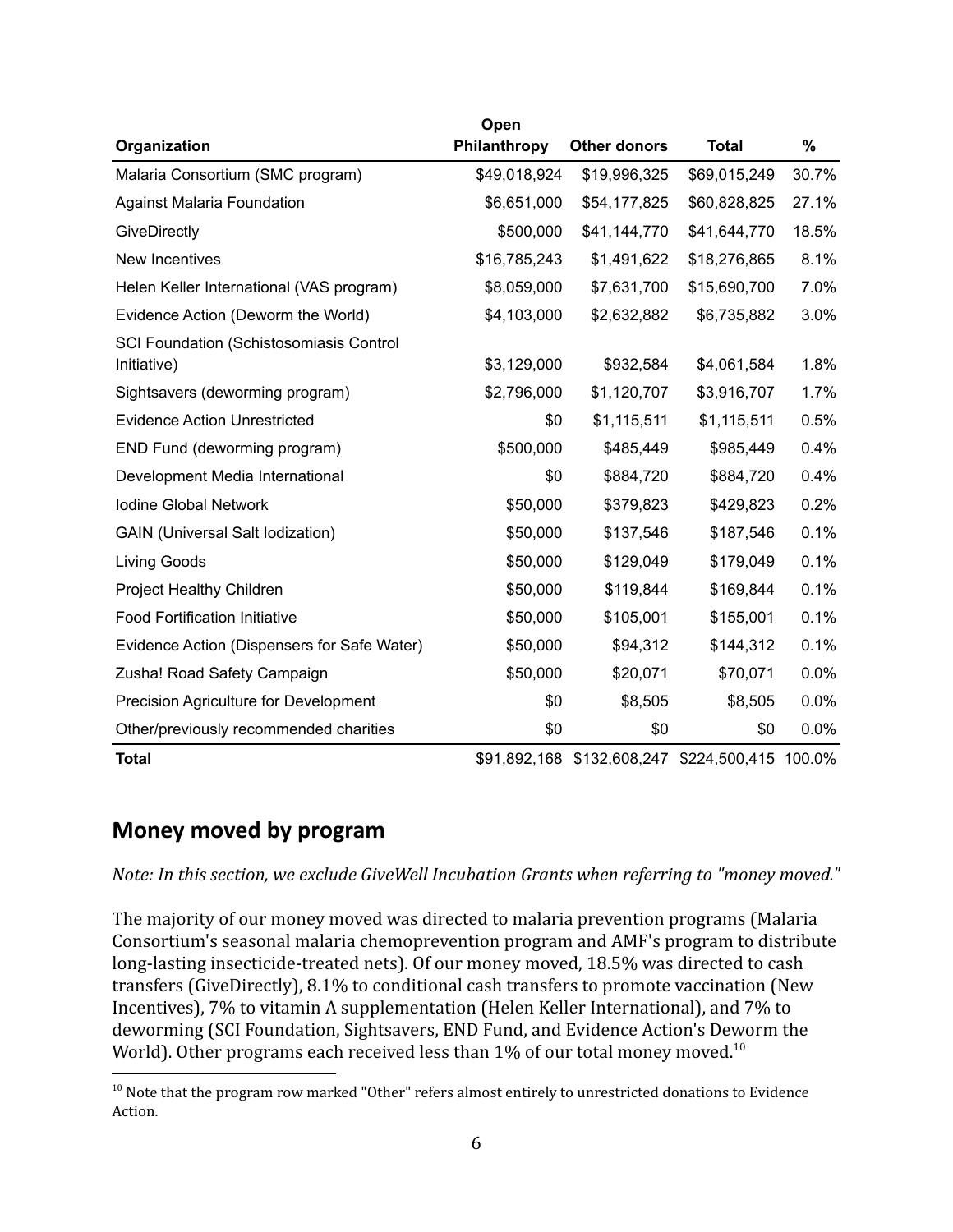| Organization | Open Philanthropy | Other donors | Total | % |
|---|---|---|---|---|
| Malaria Consortium (SMC program) | $49,018,924 | $19,996,325 | $69,015,249 | 30.7% |
| Against Malaria Foundation | $6,651,000 | $54,177,825 | $60,828,825 | 27.1% |
| GiveDirectly | $500,000 | $41,144,770 | $41,644,770 | 18.5% |
| New Incentives | $16,785,243 | $1,491,622 | $18,276,865 | 8.1% |
| Helen Keller International (VAS program) | $8,059,000 | $7,631,700 | $15,690,700 | 7.0% |
| Evidence Action (Deworm the World) | $4,103,000 | $2,632,882 | $6,735,882 | 3.0% |
| SCI Foundation (Schistosomiasis Control Initiative) | $3,129,000 | $932,584 | $4,061,584 | 1.8% |
| Sightsavers (deworming program) | $2,796,000 | $1,120,707 | $3,916,707 | 1.7% |
| Evidence Action Unrestricted | $0 | $1,115,511 | $1,115,511 | 0.5% |
| END Fund (deworming program) | $500,000 | $485,449 | $985,449 | 0.4% |
| Development Media International | $0 | $884,720 | $884,720 | 0.4% |
| Iodine Global Network | $50,000 | $379,823 | $429,823 | 0.2% |
| GAIN (Universal Salt Iodization) | $50,000 | $137,546 | $187,546 | 0.1% |
| Living Goods | $50,000 | $129,049 | $179,049 | 0.1% |
| Project Healthy Children | $50,000 | $119,844 | $169,844 | 0.1% |
| Food Fortification Initiative | $50,000 | $105,001 | $155,001 | 0.1% |
| Evidence Action (Dispensers for Safe Water) | $50,000 | $94,312 | $144,312 | 0.1% |
| Zusha! Road Safety Campaign | $50,000 | $20,071 | $70,071 | 0.0% |
| Precision Agriculture for Development | $0 | $8,505 | $8,505 | 0.0% |
| Other/previously recommended charities | $0 | $0 | $0 | 0.0% |
| **Total** | $91,892,168 | $132,608,247 | $224,500,415 | 100.0% |

## Money moved by program

*Note: In this section, we exclude GiveWell Incubation Grants when referring to "money moved."*

The majority of our money moved was directed to malaria prevention programs (Malaria Consortium's seasonal malaria chemoprevention program and AMF's program to distribute long-lasting insecticide-treated nets). Of our money moved, 18.5% was directed to cash transfers (GiveDirectly), 8.1% to conditional cash transfers to promote vaccination (New Incentives), 7% to vitamin A supplementation (Helen Keller International), and 7% to deworming (SCI Foundation, Sightsavers, END Fund, and Evidence Action's Deworm the World). Other programs each received less than 1% of our total money moved.[10]

[10] Note that the program row marked "Other" refers almost entirely to unrestricted donations to Evidence Action.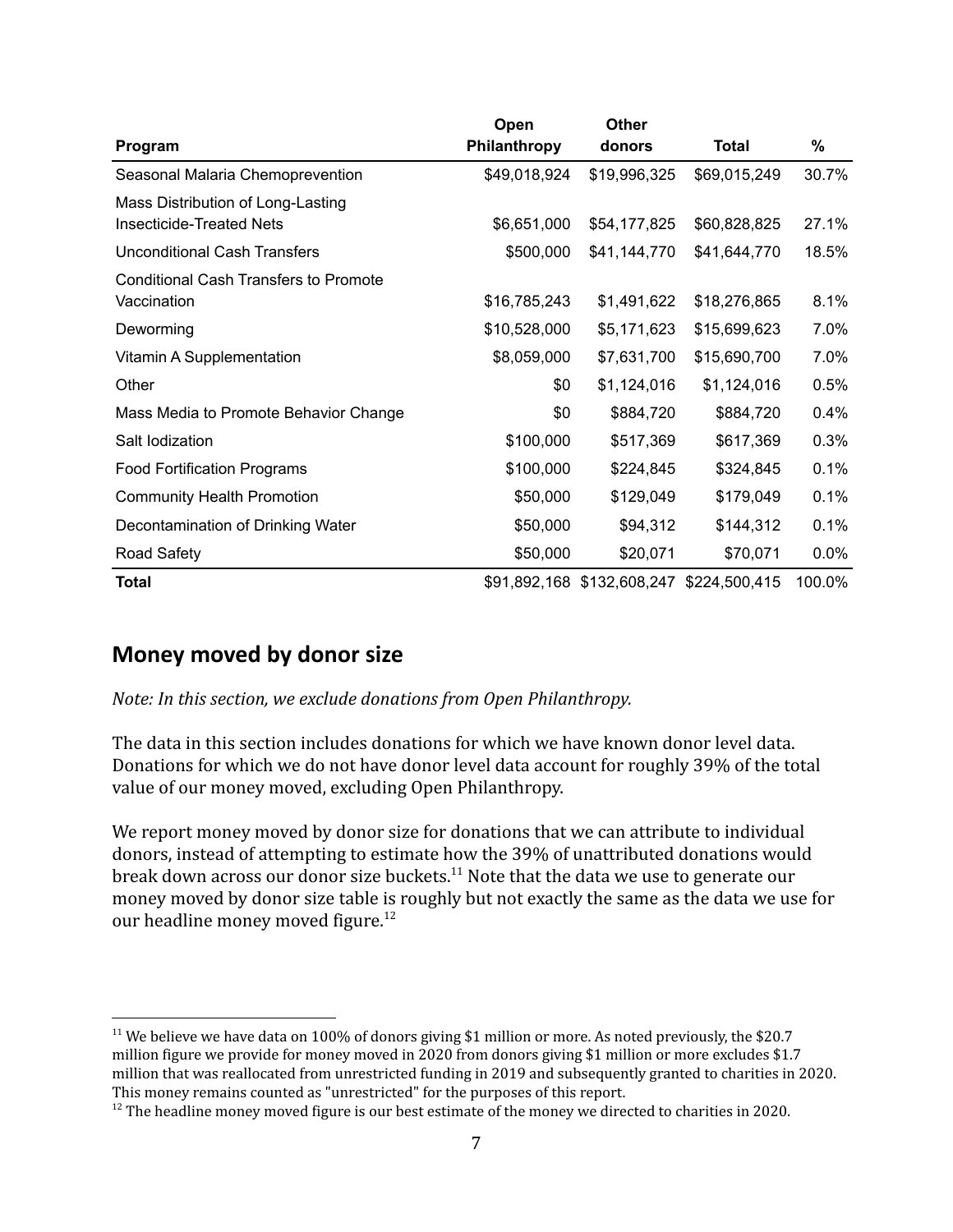| Program | Open Philanthropy | Other donors | Total | % |
|---|---|---|---|---|
| Seasonal Malaria Chemoprevention | $49,018,924 | $19,996,325 | $69,015,249 | 30.7% |
| Mass Distribution of Long-Lasting Insecticide-Treated Nets | $6,651,000 | $54,177,825 | $60,828,825 | 27.1% |
| Unconditional Cash Transfers | $500,000 | $41,144,770 | $41,644,770 | 18.5% |
| Conditional Cash Transfers to Promote Vaccination | $16,785,243 | $1,491,622 | $18,276,865 | 8.1% |
| Deworming | $10,528,000 | $5,171,623 | $15,699,623 | 7.0% |
| Vitamin A Supplementation | $8,059,000 | $7,631,700 | $15,690,700 | 7.0% |
| Other | $0 | $1,124,016 | $1,124,016 | 0.5% |
| Mass Media to Promote Behavior Change | $0 | $884,720 | $884,720 | 0.4% |
| Salt Iodization | $100,000 | $517,369 | $617,369 | 0.3% |
| Food Fortification Programs | $100,000 | $224,845 | $324,845 | 0.1% |
| Community Health Promotion | $50,000 | $129,049 | $179,049 | 0.1% |
| Decontamination of Drinking Water | $50,000 | $94,312 | $144,312 | 0.1% |
| Road Safety | $50,000 | $20,071 | $70,071 | 0.0% |
| **Total** | $91,892,168 | $132,608,247 | $224,500,415 | 100.0% |

## Money moved by donor size

*Note: In this section, we exclude donations from Open Philanthropy.*

The data in this section includes donations for which we have known donor level data. Donations for which we do not have donor level data account for roughly 39% of the total value of our money moved, excluding Open Philanthropy.

We report money moved by donor size for donations that we can attribute to individual donors, instead of attempting to estimate how the 39% of unattributed donations would break down across our donor size buckets.[11] Note that the data we use to generate our money moved by donor size table is roughly but not exactly the same as the data we use for our headline money moved figure.[12]

[11] We believe we have data on 100% of donors giving $1 million or more. As noted previously, the $20.7 million figure we provide for money moved in 2020 from donors giving $1 million or more excludes $1.7 million that was reallocated from unrestricted funding in 2019 and subsequently granted to charities in 2020. This money remains counted as "unrestricted" for the purposes of this report.

[12] The headline money moved figure is our best estimate of the money we directed to charities in 2020.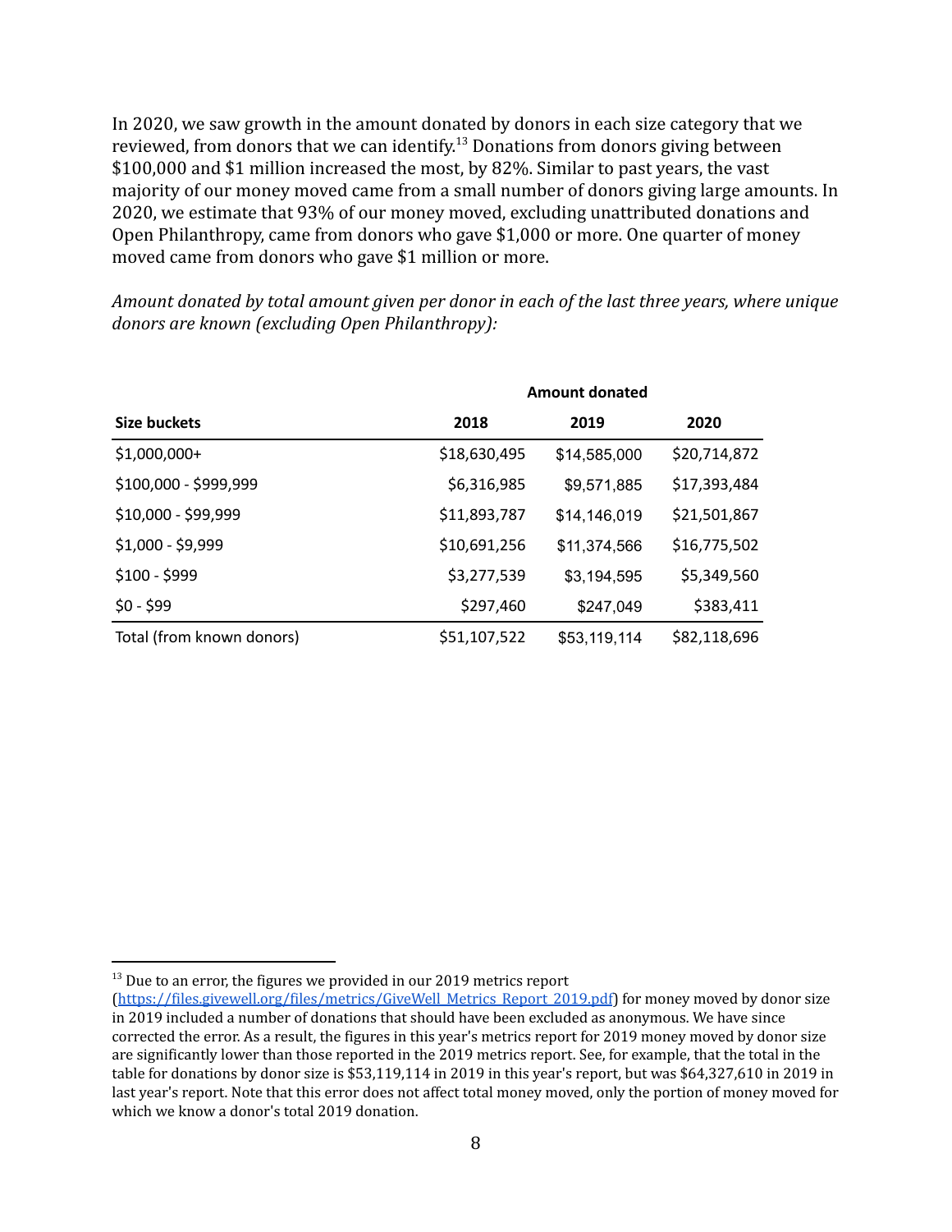In 2020, we saw growth in the amount donated by donors in each size category that we reviewed, from donors that we can identify.[13] Donations from donors giving between $100,000 and $1 million increased the most, by 82%. Similar to past years, the vast majority of our money moved came from a small number of donors giving large amounts. In 2020, we estimate that 93% of our money moved, excluding unattributed donations and Open Philanthropy, came from donors who gave $1,000 or more. One quarter of money moved came from donors who gave $1 million or more.

*Amount donated by total amount given per donor in each of the last three years, where unique donors are known (excluding Open Philanthropy):*

| | **Amount donated** | | |
|---|---|---|---|
| **Size buckets** | **2018** | **2019** | **2020** |
| $1,000,000+ | $18,630,495 | $14,585,000 | $20,714,872 |
| $100,000 - $999,999 | $6,316,985 | $9,571,885 | $17,393,484 |
| $10,000 - $99,999 | $11,893,787 | $14,146,019 | $21,501,867 |
| $1,000 - $9,999 | $10,691,256 | $11,374,566 | $16,775,502 |
| $100 - $999 | $3,277,539 | $3,194,595 | $5,349,560 |
| $0 - $99 | $297,460 | $247,049 | $383,411 |
| Total (from known donors) | $51,107,522 | $53,119,114 | $82,118,696 |

[13] Due to an error, the figures we provided in our 2019 metrics report (https://files.givewell.org/files/metrics/GiveWell_Metrics_Report_2019.pdf) for money moved by donor size in 2019 included a number of donations that should have been excluded as anonymous. We have since corrected the error. As a result, the figures in this year's metrics report for 2019 money moved by donor size are significantly lower than those reported in the 2019 metrics report. See, for example, that the total in the table for donations by donor size is $53,119,114 in 2019 in this year's report, but was $64,327,610 in 2019 in last year's report. Note that this error does not affect total money moved, only the portion of money moved for which we know a donor's total 2019 donation.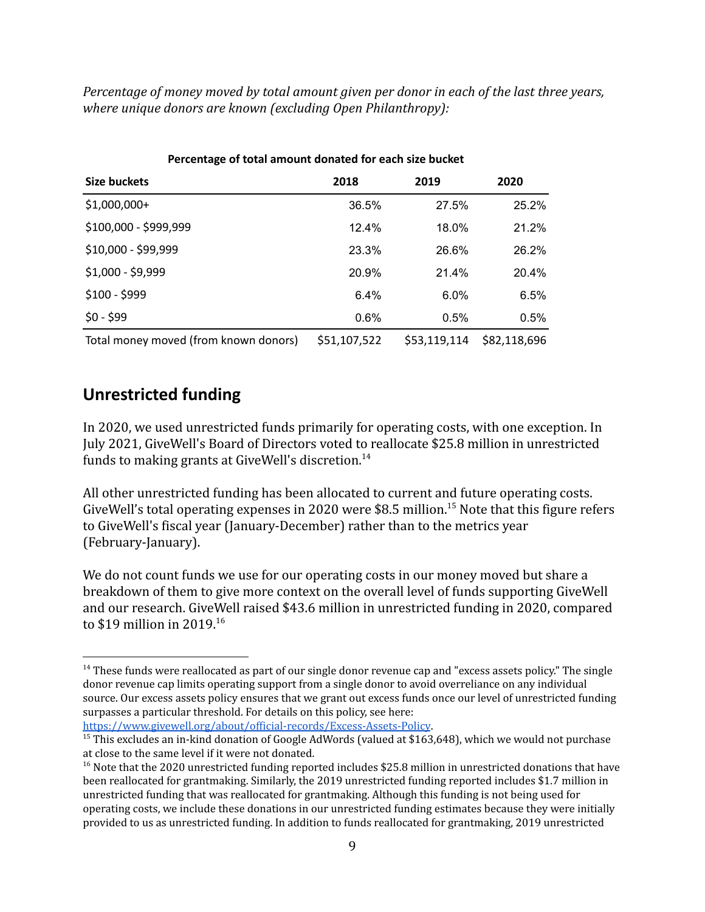*Percentage of money moved by total amount given per donor in each of the last three years, where unique donors are known (excluding Open Philanthropy):*

**Percentage of total amount donated for each size bucket**

| Size buckets | 2018 | 2019 | 2020 |
|---|---|---|---|
| $1,000,000+ | 36.5% | 27.5% | 25.2% |
| $100,000 - $999,999 | 12.4% | 18.0% | 21.2% |
| $10,000 - $99,999 | 23.3% | 26.6% | 26.2% |
| $1,000 - $9,999 | 20.9% | 21.4% | 20.4% |
| $100 - $999 | 6.4% | 6.0% | 6.5% |
| $0 - $99 | 0.6% | 0.5% | 0.5% |
| Total money moved (from known donors) | $51,107,522 | $53,119,114 | $82,118,696 |

## Unrestricted funding

In 2020, we used unrestricted funds primarily for operating costs, with one exception. In July 2021, GiveWell's Board of Directors voted to reallocate $25.8 million in unrestricted funds to making grants at GiveWell's discretion.[14]

All other unrestricted funding has been allocated to current and future operating costs. GiveWell's total operating expenses in 2020 were $8.5 million.[15] Note that this figure refers to GiveWell's fiscal year (January-December) rather than to the metrics year (February-January).

We do not count funds we use for our operating costs in our money moved but share a breakdown of them to give more context on the overall level of funds supporting GiveWell and our research. GiveWell raised $43.6 million in unrestricted funding in 2020, compared to $19 million in 2019.[16]

---

[14] These funds were reallocated as part of our single donor revenue cap and "excess assets policy." The single donor revenue cap limits operating support from a single donor to avoid overreliance on any individual source. Our excess assets policy ensures that we grant out excess funds once our level of unrestricted funding surpasses a particular threshold. For details on this policy, see here: https://www.givewell.org/about/official-records/Excess-Assets-Policy.

[15] This excludes an in-kind donation of Google AdWords (valued at $163,648), which we would not purchase at close to the same level if it were not donated.

[16] Note that the 2020 unrestricted funding reported includes $25.8 million in unrestricted donations that have been reallocated for grantmaking. Similarly, the 2019 unrestricted funding reported includes $1.7 million in unrestricted funding that was reallocated for grantmaking. Although this funding is not being used for operating costs, we include these donations in our unrestricted funding estimates because they were initially provided to us as unrestricted funding. In addition to funds reallocated for grantmaking, 2019 unrestricted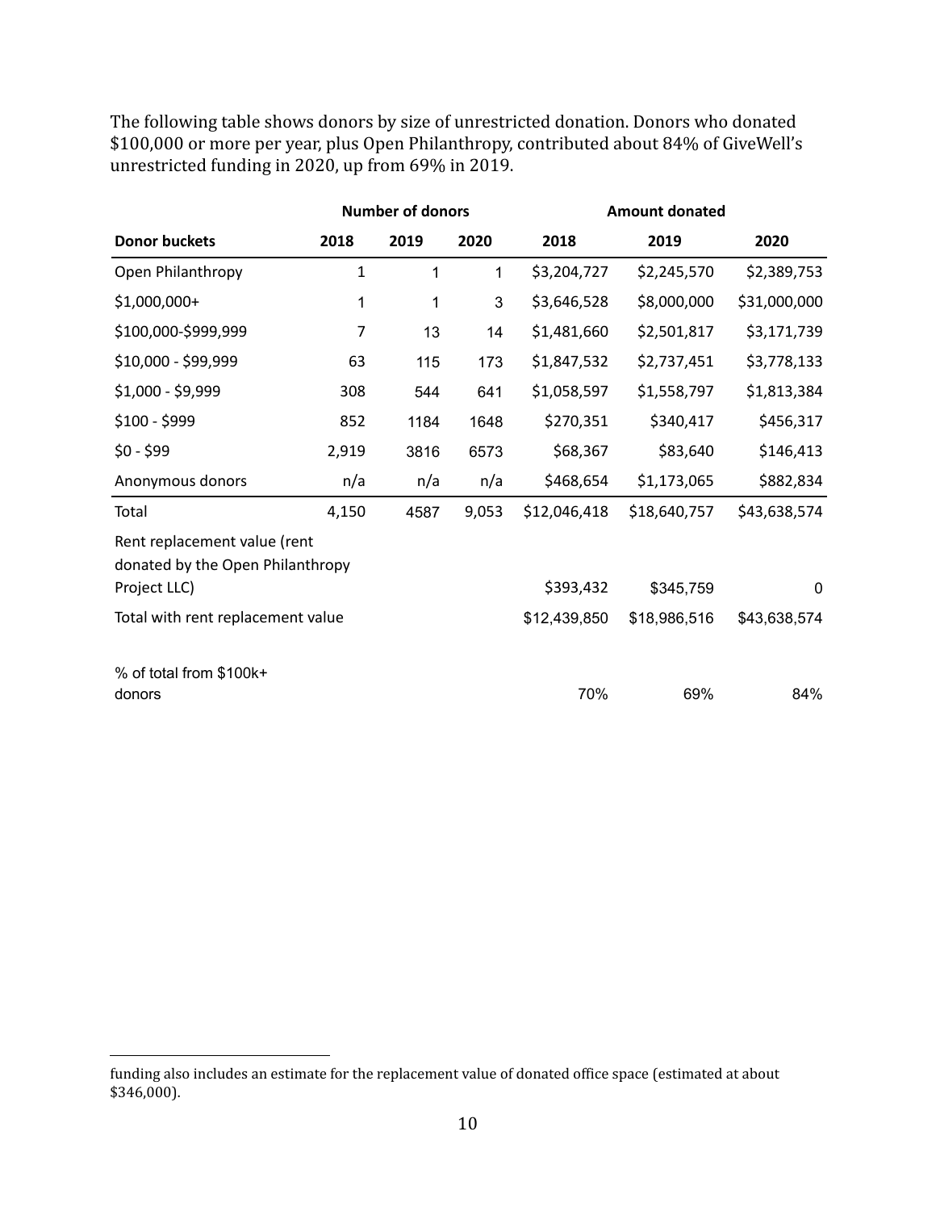The following table shows donors by size of unrestricted donation. Donors who donated $100,000 or more per year, plus Open Philanthropy, contributed about 84% of GiveWell's unrestricted funding in 2020, up from 69% in 2019.

| | Number of donors | | | Amount donated | | |
|---|---|---|---|---|---|---|
| **Donor buckets** | **2018** | **2019** | **2020** | **2018** | **2019** | **2020** |
| Open Philanthropy | 1 | 1 | 1 | $3,204,727 | $2,245,570 | $2,389,753 |
| $1,000,000+ | 1 | 1 | 3 | $3,646,528 | $8,000,000 | $31,000,000 |
| $100,000-$999,999 | 7 | 13 | 14 | $1,481,660 | $2,501,817 | $3,171,739 |
| $10,000 - $99,999 | 63 | 115 | 173 | $1,847,532 | $2,737,451 | $3,778,133 |
| $1,000 - $9,999 | 308 | 544 | 641 | $1,058,597 | $1,558,797 | $1,813,384 |
| $100 - $999 | 852 | 1184 | 1648 | $270,351 | $340,417 | $456,317 |
| $0 - $99 | 2,919 | 3816 | 6573 | $68,367 | $83,640 | $146,413 |
| Anonymous donors | n/a | n/a | n/a | $468,654 | $1,173,065 | $882,834 |
| Total | 4,150 | 4587 | 9,053 | $12,046,418 | $18,640,757 | $43,638,574 |
| Rent replacement value (rent donated by the Open Philanthropy Project LLC) | | | | $393,432 | $345,759 | 0 |
| Total with rent replacement value | | | | $12,439,850 | $18,986,516 | $43,638,574 |
| % of total from $100k+ donors | | | | 70% | 69% | 84% |

funding also includes an estimate for the replacement value of donated office space (estimated at about $346,000).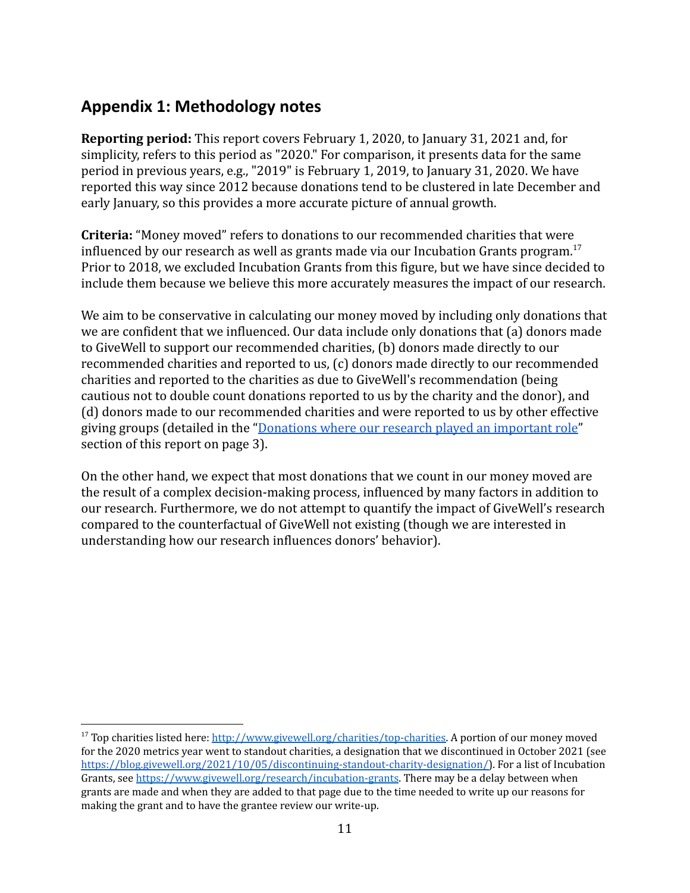## Appendix 1: Methodology notes

**Reporting period:** This report covers February 1, 2020, to January 31, 2021 and, for simplicity, refers to this period as "2020." For comparison, it presents data for the same period in previous years, e.g., "2019" is February 1, 2019, to January 31, 2020. We have reported this way since 2012 because donations tend to be clustered in late December and early January, so this provides a more accurate picture of annual growth.

**Criteria:** "Money moved" refers to donations to our recommended charities that were influenced by our research as well as grants made via our Incubation Grants program.[17] Prior to 2018, we excluded Incubation Grants from this figure, but we have since decided to include them because we believe this more accurately measures the impact of our research.

We aim to be conservative in calculating our money moved by including only donations that we are confident that we influenced. Our data include only donations that (a) donors made to GiveWell to support our recommended charities, (b) donors made directly to our recommended charities and reported to us, (c) donors made directly to our recommended charities and reported to the charities as due to GiveWell's recommendation (being cautious not to double count donations reported to us by the charity and the donor), and (d) donors made to our recommended charities and were reported to us by other effective giving groups (detailed in the "Donations where our research played an important role" section of this report on page 3).

On the other hand, we expect that most donations that we count in our money moved are the result of a complex decision-making process, influenced by many factors in addition to our research. Furthermore, we do not attempt to quantify the impact of GiveWell's research compared to the counterfactual of GiveWell not existing (though we are interested in understanding how our research influences donors' behavior).

---

[17] Top charities listed here: http://www.givewell.org/charities/top-charities. A portion of our money moved for the 2020 metrics year went to standout charities, a designation that we discontinued in October 2021 (see https://blog.givewell.org/2021/10/05/discontinuing-standout-charity-designation/). For a list of Incubation Grants, see https://www.givewell.org/research/incubation-grants. There may be a delay between when grants are made and when they are added to that page due to the time needed to write up our reasons for making the grant and to have the grantee review our write-up.